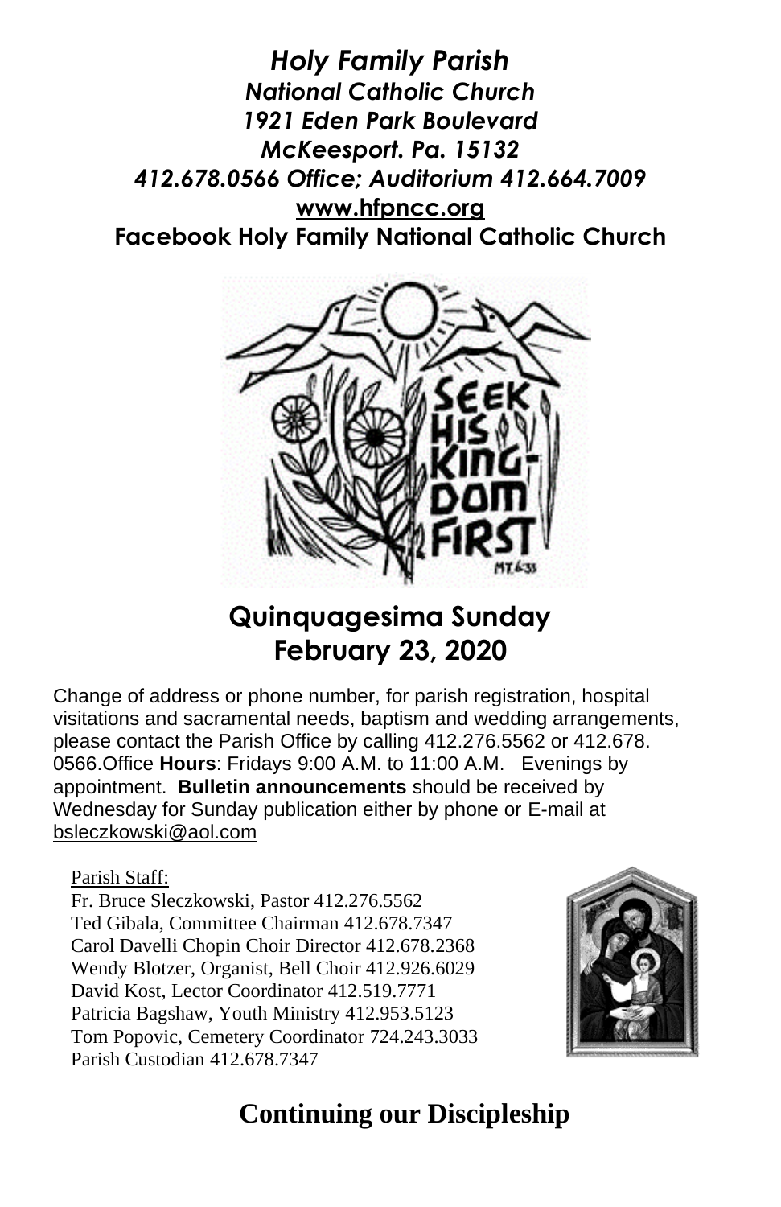***Holy Family Parish***
***National Catholic Church***
***1921 Eden Park Boulevard***
***McKeesport. Pa. 15132***
***412.678.0566 Office; Auditorium 412.664.7009***
**www.hfpncc.org**
**Facebook Holy Family National Catholic Church**

# Quinquagesima Sunday
# February 23, 2020

Change of address or phone number, for parish registration, hospital visitations and sacramental needs, baptism and wedding arrangements, please contact the Parish Office by calling 412.276.5562 or 412.678. 0566.Office **Hours**: Fridays 9:00 A.M. to 11:00 A.M. Evenings by appointment. **Bulletin announcements** should be received by Wednesday for Sunday publication either by phone or E-mail at bsleczkowski@aol.com

Parish Staff:
Fr. Bruce Sleczkowski, Pastor 412.276.5562
Ted Gibala, Committee Chairman 412.678.7347
Carol Davelli Chopin Choir Director 412.678.2368
Wendy Blotzer, Organist, Bell Choir 412.926.6029
David Kost, Lector Coordinator 412.519.7771
Patricia Bagshaw, Youth Ministry 412.953.5123
Tom Popovic, Cemetery Coordinator 724.243.3033
Parish Custodian 412.678.7347

## Continuing our Discipleship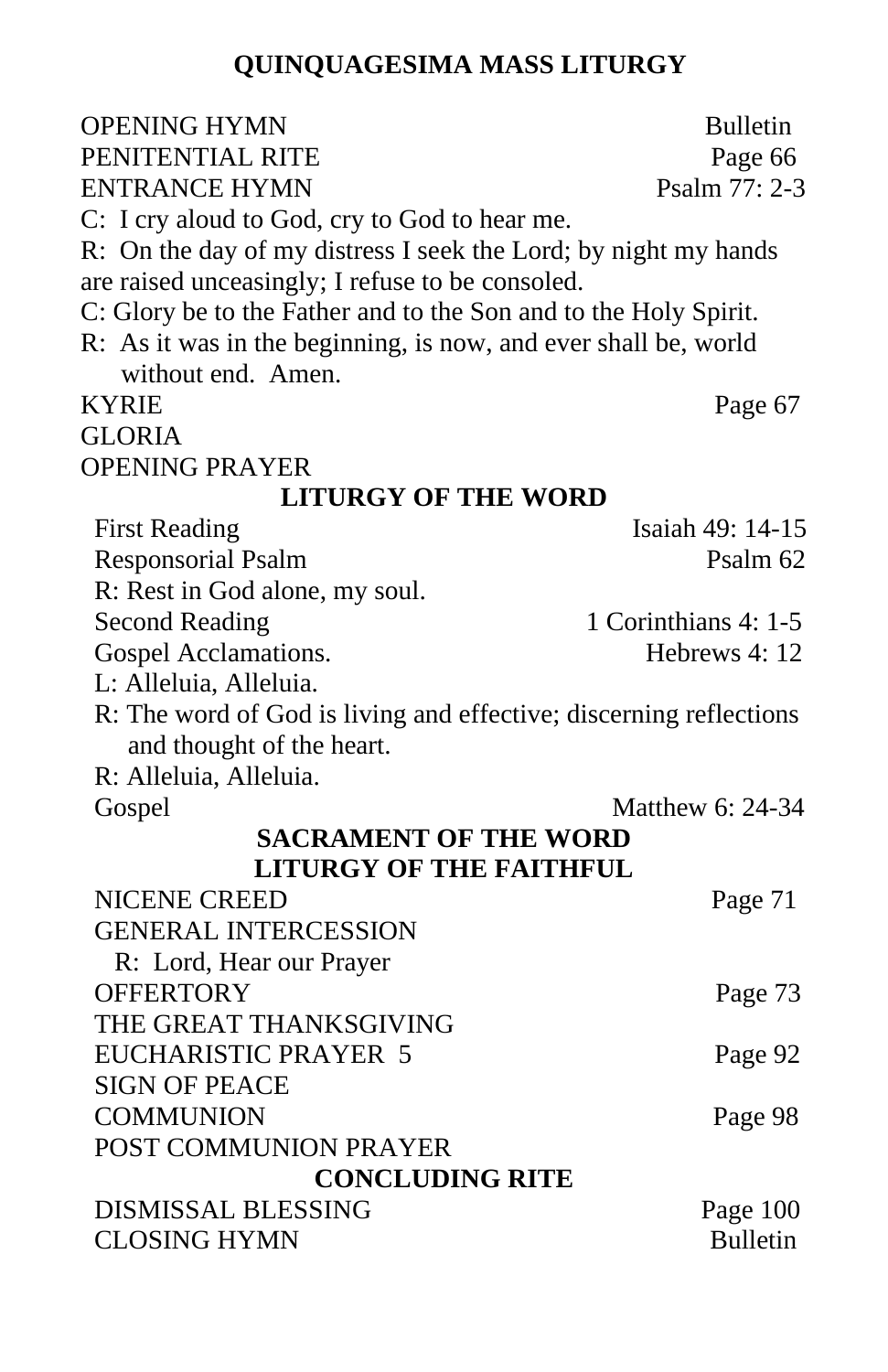# QUINQUAGESIMA MASS LITURGY

OPENING HYMN — Bulletin
PENITENTIAL RITE — Page 66
ENTRANCE HYMN — Psalm 77: 2-3

C: I cry aloud to God, cry to God to hear me.
R: On the day of my distress I seek the Lord; by night my hands are raised unceasingly; I refuse to be consoled.
C: Glory be to the Father and to the Son and to the Holy Spirit.
R: As it was in the beginning, is now, and ever shall be, world without end. Amen.

KYRIE — Page 67
GLORIA
OPENING PRAYER

## LITURGY OF THE WORD

First Reading — Isaiah 49: 14-15
Responsorial Psalm — Psalm 62
R: Rest in God alone, my soul.
Second Reading — 1 Corinthians 4: 1-5
Gospel Acclamations. — Hebrews 4: 12
L: Alleluia, Alleluia.
R: The word of God is living and effective; discerning reflections and thought of the heart.
R: Alleluia, Alleluia.
Gospel — Matthew 6: 24-34

## SACRAMENT OF THE WORD

## LITURGY OF THE FAITHFUL

NICENE CREED — Page 71
GENERAL INTERCESSION
R: Lord, Hear our Prayer
OFFERTORY — Page 73
THE GREAT THANKSGIVING
EUCHARISTIC PRAYER 5 — Page 92
SIGN OF PEACE
COMMUNION — Page 98
POST COMMUNION PRAYER

## CONCLUDING RITE

DISMISSAL BLESSING — Page 100
CLOSING HYMN — Bulletin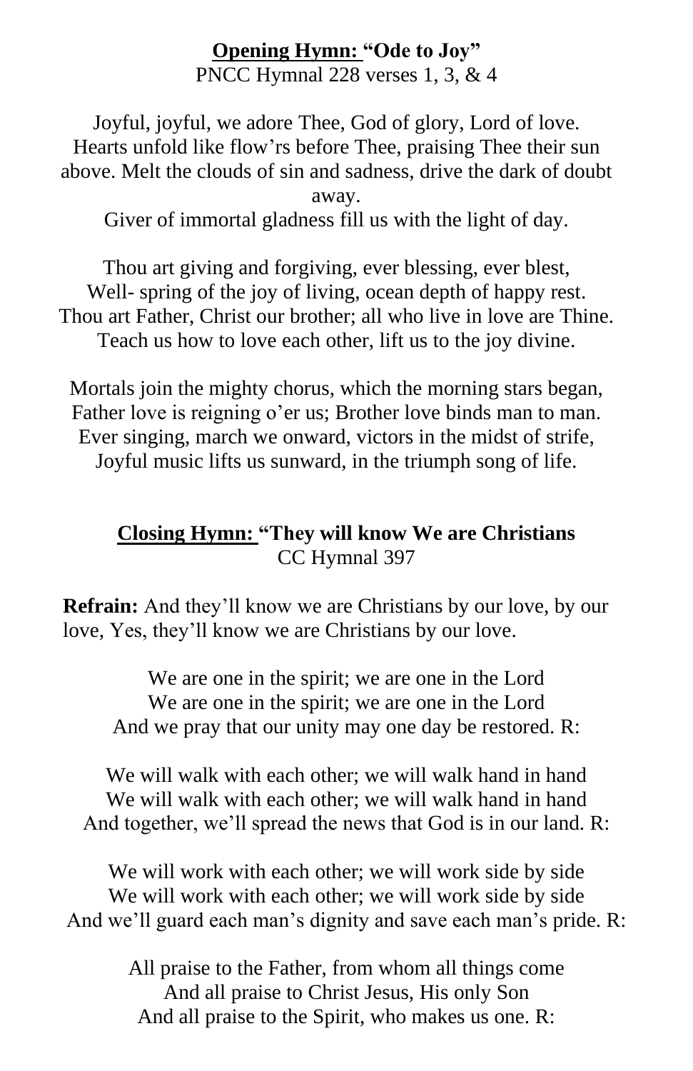**<u>Opening Hymn:</u> "Ode to Joy"**
PNCC Hymnal 228 verses 1, 3, & 4

Joyful, joyful, we adore Thee, God of glory, Lord of love.
Hearts unfold like flow'rs before Thee, praising Thee their sun above. Melt the clouds of sin and sadness, drive the dark of doubt away.
Giver of immortal gladness fill us with the light of day.

Thou art giving and forgiving, ever blessing, ever blest,
Well- spring of the joy of living, ocean depth of happy rest.
Thou art Father, Christ our brother; all who live in love are Thine.
Teach us how to love each other, lift us to the joy divine.

Mortals join the mighty chorus, which the morning stars began,
Father love is reigning o'er us; Brother love binds man to man.
Ever singing, march we onward, victors in the midst of strife,
Joyful music lifts us sunward, in the triumph song of life.

**<u>Closing Hymn:</u> "They will know We are Christians**
CC Hymnal 397

**Refrain:** And they'll know we are Christians by our love, by our love, Yes, they'll know we are Christians by our love.

We are one in the spirit; we are one in the Lord
We are one in the spirit; we are one in the Lord
And we pray that our unity may one day be restored. R:

We will walk with each other; we will walk hand in hand
We will walk with each other; we will walk hand in hand
And together, we'll spread the news that God is in our land. R:

We will work with each other; we will work side by side
We will work with each other; we will work side by side
And we'll guard each man's dignity and save each man's pride. R:

All praise to the Father, from whom all things come
And all praise to Christ Jesus, His only Son
And all praise to the Spirit, who makes us one. R: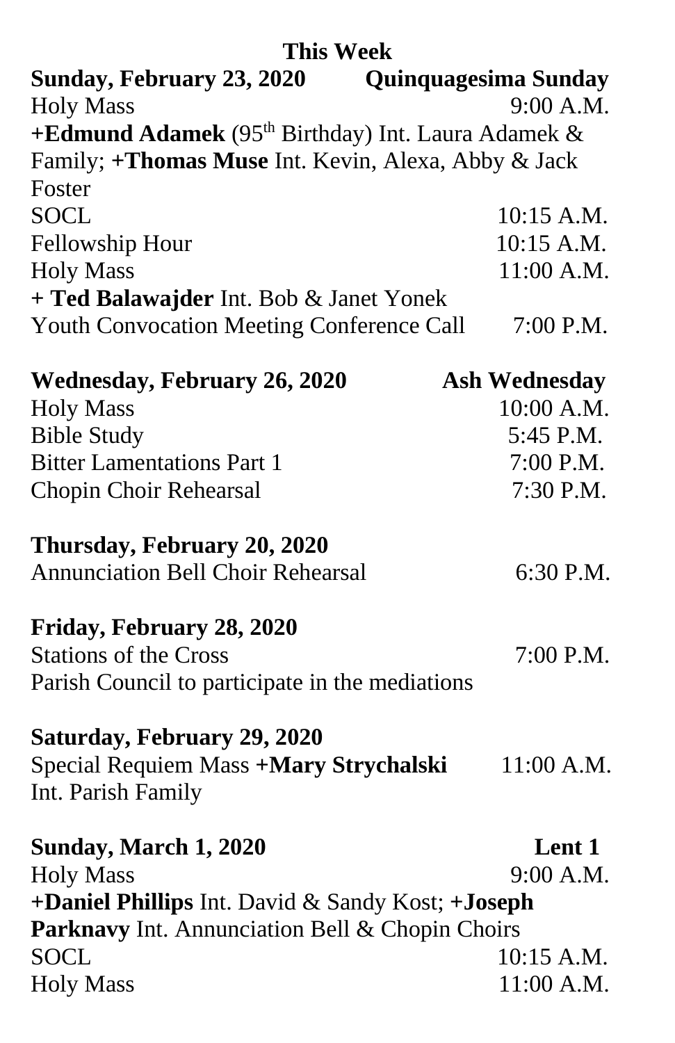## This Week

**Sunday, February 23, 2020 — Quinquagesima Sunday**

Holy Mass 9:00 A.M.
**+Edmund Adamek** (95th Birthday) Int. Laura Adamek & Family; **+Thomas Muse** Int. Kevin, Alexa, Abby & Jack Foster

SOCL 10:15 A.M.

Fellowship Hour 10:15 A.M.

Holy Mass 11:00 A.M.
**+ Ted Balawajder** Int. Bob & Janet Yonek

Youth Convocation Meeting Conference Call 7:00 P.M.

**Wednesday, February 26, 2020 — Ash Wednesday**

Holy Mass 10:00 A.M.

Bible Study 5:45 P.M.

Bitter Lamentations Part 1 7:00 P.M.

Chopin Choir Rehearsal 7:30 P.M.

**Thursday, February 20, 2020**

Annunciation Bell Choir Rehearsal 6:30 P.M.

**Friday, February 28, 2020**

Stations of the Cross 7:00 P.M.
Parish Council to participate in the mediations

**Saturday, February 29, 2020**

Special Requiem Mass **+Mary Strychalski** 11:00 A.M.
Int. Parish Family

**Sunday, March 1, 2020 — Lent 1**

Holy Mass 9:00 A.M.
**+Daniel Phillips** Int. David & Sandy Kost; **+Joseph Parknavy** Int. Annunciation Bell & Chopin Choirs

SOCL 10:15 A.M.

Holy Mass 11:00 A.M.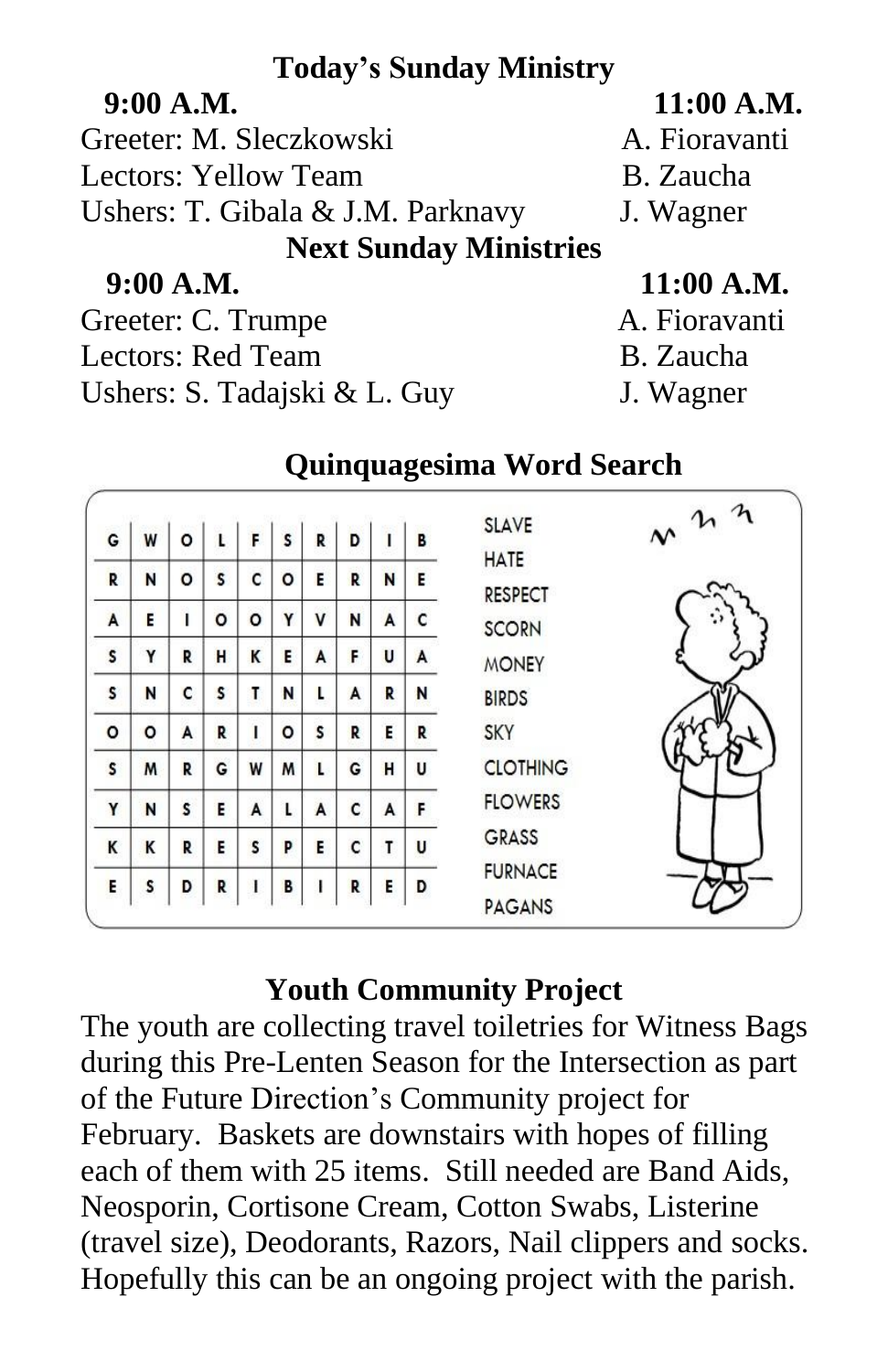## Today's Sunday Ministry

| | 9:00 A.M. | 11:00 A.M. |
|---|---|---|
| Greeter: | M. Sleczkowski | A. Fioravanti |
| Lectors: | Yellow Team | B. Zaucha |
| Ushers: | T. Gibala & J.M. Parknavy | J. Wagner |

## Next Sunday Ministries

| | 9:00 A.M. | 11:00 A.M. |
|---|---|---|
| Greeter: | C. Trumpe | A. Fioravanti |
| Lectors: | Red Team | B. Zaucha |
| Ushers: | S. Tadajski & L. Guy | J. Wagner |

## Quinquagesima Word Search

| | | | | | | | | | |
|---|---|---|---|---|---|---|---|---|---|
| G | W | O | L | F | S | R | D | I | B |
| R | N | O | S | C | O | E | R | N | E |
| A | E | I | O | O | Y | V | N | A | C |
| S | Y | R | H | K | E | A | F | U | A |
| S | N | C | S | T | N | L | A | R | N |
| O | O | A | R | I | O | S | R | E | R |
| S | M | R | G | W | M | L | G | H | U |
| Y | N | S | E | A | L | A | C | A | F |
| K | K | R | E | S | P | E | C | T | U |
| E | S | D | R | I | B | I | R | E | D |

SLAVE
HATE
RESPECT
SCORN
MONEY
BIRDS
SKY
CLOTHING
FLOWERS
GRASS
FURNACE
PAGANS

## Youth Community Project

The youth are collecting travel toiletries for Witness Bags during this Pre-Lenten Season for the Intersection as part of the Future Direction's Community project for February. Baskets are downstairs with hopes of filling each of them with 25 items. Still needed are Band Aids, Neosporin, Cortisone Cream, Cotton Swabs, Listerine (travel size), Deodorants, Razors, Nail clippers and socks. Hopefully this can be an ongoing project with the parish.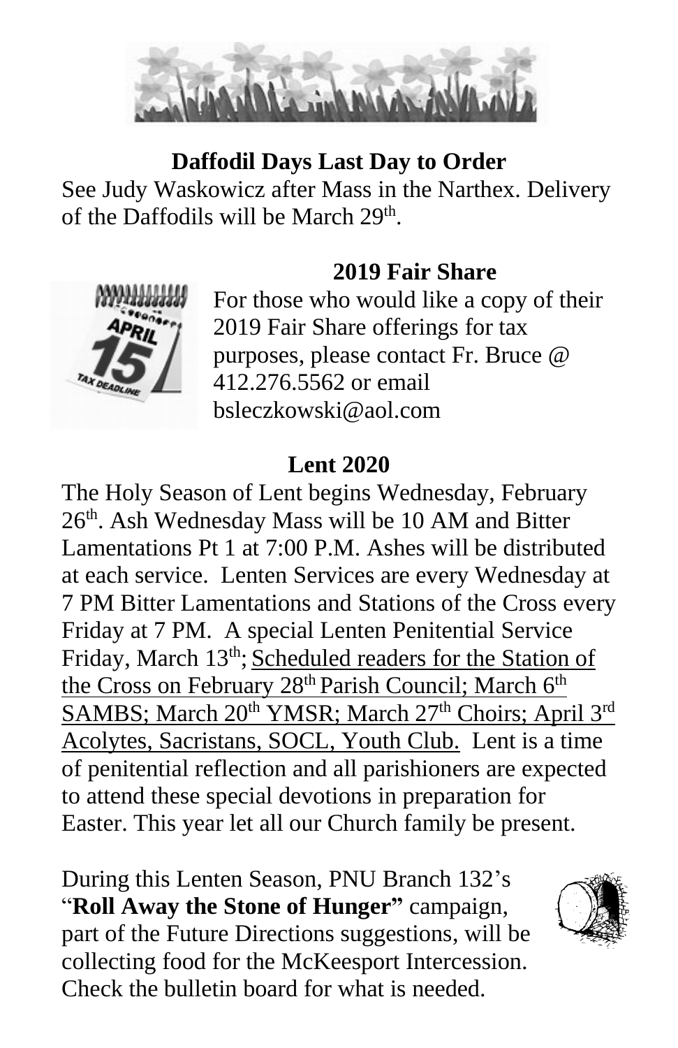## Daffodil Days Last Day to Order

See Judy Waskowicz after Mass in the Narthex. Delivery of the Daffodils will be March 29th.

## 2019 Fair Share

For those who would like a copy of their 2019 Fair Share offerings for tax purposes, please contact Fr. Bruce @ 412.276.5562 or email bsleczkowski@aol.com

## Lent 2020

The Holy Season of Lent begins Wednesday, February 26th. Ash Wednesday Mass will be 10 AM and Bitter Lamentations Pt 1 at 7:00 P.M. Ashes will be distributed at each service. Lenten Services are every Wednesday at 7 PM Bitter Lamentations and Stations of the Cross every Friday at 7 PM. A special Lenten Penitential Service Friday, March 13th; Scheduled readers for the Station of the Cross on February 28th Parish Council; March 6th SAMBS; March 20th YMSR; March 27th Choirs; April 3rd Acolytes, Sacristans, SOCL, Youth Club. Lent is a time of penitential reflection and all parishioners are expected to attend these special devotions in preparation for Easter. This year let all our Church family be present.

During this Lenten Season, PNU Branch 132's "**Roll Away the Stone of Hunger"** campaign, part of the Future Directions suggestions, will be collecting food for the McKeesport Intercession. Check the bulletin board for what is needed.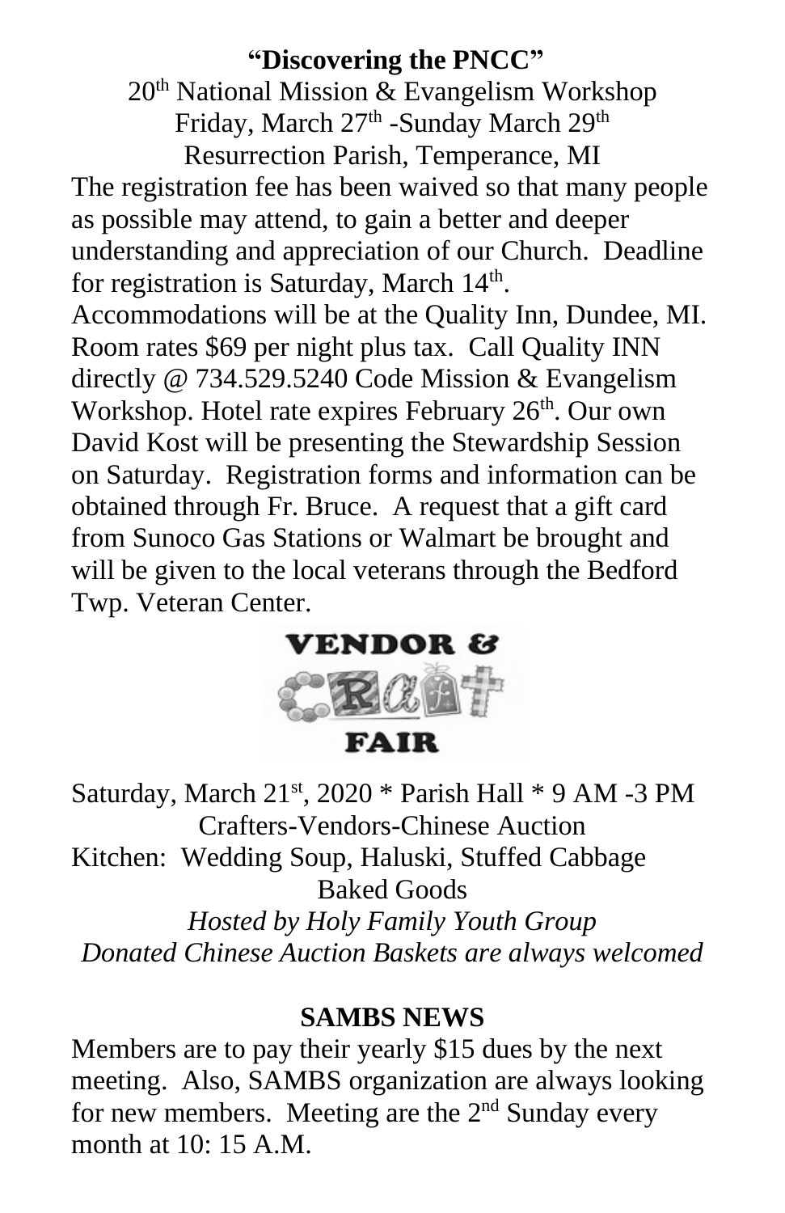## "Discovering the PNCC"

20th National Mission & Evangelism Workshop
Friday, March 27th -Sunday March 29th
Resurrection Parish, Temperance, MI

The registration fee has been waived so that many people as possible may attend, to gain a better and deeper understanding and appreciation of our Church. Deadline for registration is Saturday, March 14th. Accommodations will be at the Quality Inn, Dundee, MI. Room rates $69 per night plus tax. Call Quality INN directly @ 734.529.5240 Code Mission & Evangelism Workshop. Hotel rate expires February 26th. Our own David Kost will be presenting the Stewardship Session on Saturday. Registration forms and information can be obtained through Fr. Bruce. A request that a gift card from Sunoco Gas Stations or Walmart be brought and will be given to the local veterans through the Bedford Twp. Veteran Center.

## VENDOR & CRAFT FAIR

Saturday, March 21st, 2020 * Parish Hall * 9 AM -3 PM
Crafters-Vendors-Chinese Auction
Kitchen: Wedding Soup, Haluski, Stuffed Cabbage
Baked Goods

*Hosted by Holy Family Youth Group*
*Donated Chinese Auction Baskets are always welcomed*

## SAMBS NEWS

Members are to pay their yearly $15 dues by the next meeting. Also, SAMBS organization are always looking for new members. Meeting are the 2nd Sunday every month at 10: 15 A.M.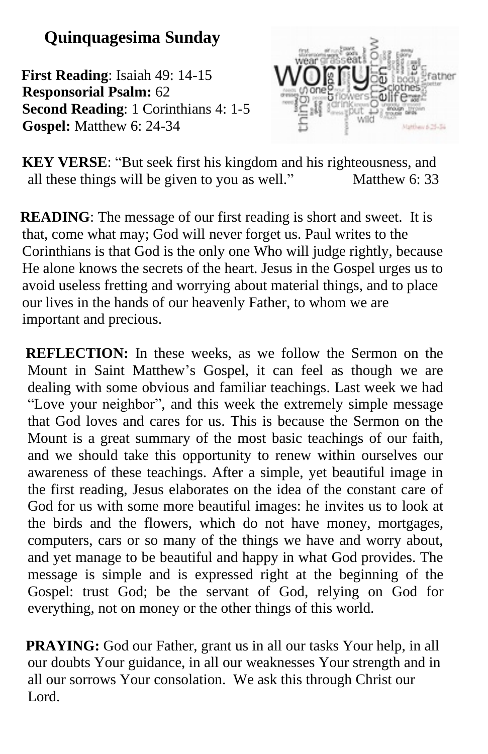# Quinquagesima Sunday

**First Reading**: Isaiah 49: 14-15
**Responsorial Psalm:** 62
**Second Reading**: 1 Corinthians 4: 1-5
**Gospel:** Matthew 6: 24-34

**KEY VERSE**: "But seek first his kingdom and his righteousness, and all these things will be given to you as well." Matthew 6: 33

**READING**: The message of our first reading is short and sweet. It is that, come what may; God will never forget us. Paul writes to the Corinthians is that God is the only one Who will judge rightly, because He alone knows the secrets of the heart. Jesus in the Gospel urges us to avoid useless fretting and worrying about material things, and to place our lives in the hands of our heavenly Father, to whom we are important and precious.

**REFLECTION:** In these weeks, as we follow the Sermon on the Mount in Saint Matthew's Gospel, it can feel as though we are dealing with some obvious and familiar teachings. Last week we had "Love your neighbor", and this week the extremely simple message that God loves and cares for us. This is because the Sermon on the Mount is a great summary of the most basic teachings of our faith, and we should take this opportunity to renew within ourselves our awareness of these teachings. After a simple, yet beautiful image in the first reading, Jesus elaborates on the idea of the constant care of God for us with some more beautiful images: he invites us to look at the birds and the flowers, which do not have money, mortgages, computers, cars or so many of the things we have and worry about, and yet manage to be beautiful and happy in what God provides. The message is simple and is expressed right at the beginning of the Gospel: trust God; be the servant of God, relying on God for everything, not on money or the other things of this world.

**PRAYING:** God our Father, grant us in all our tasks Your help, in all our doubts Your guidance, in all our weaknesses Your strength and in all our sorrows Your consolation. We ask this through Christ our Lord.